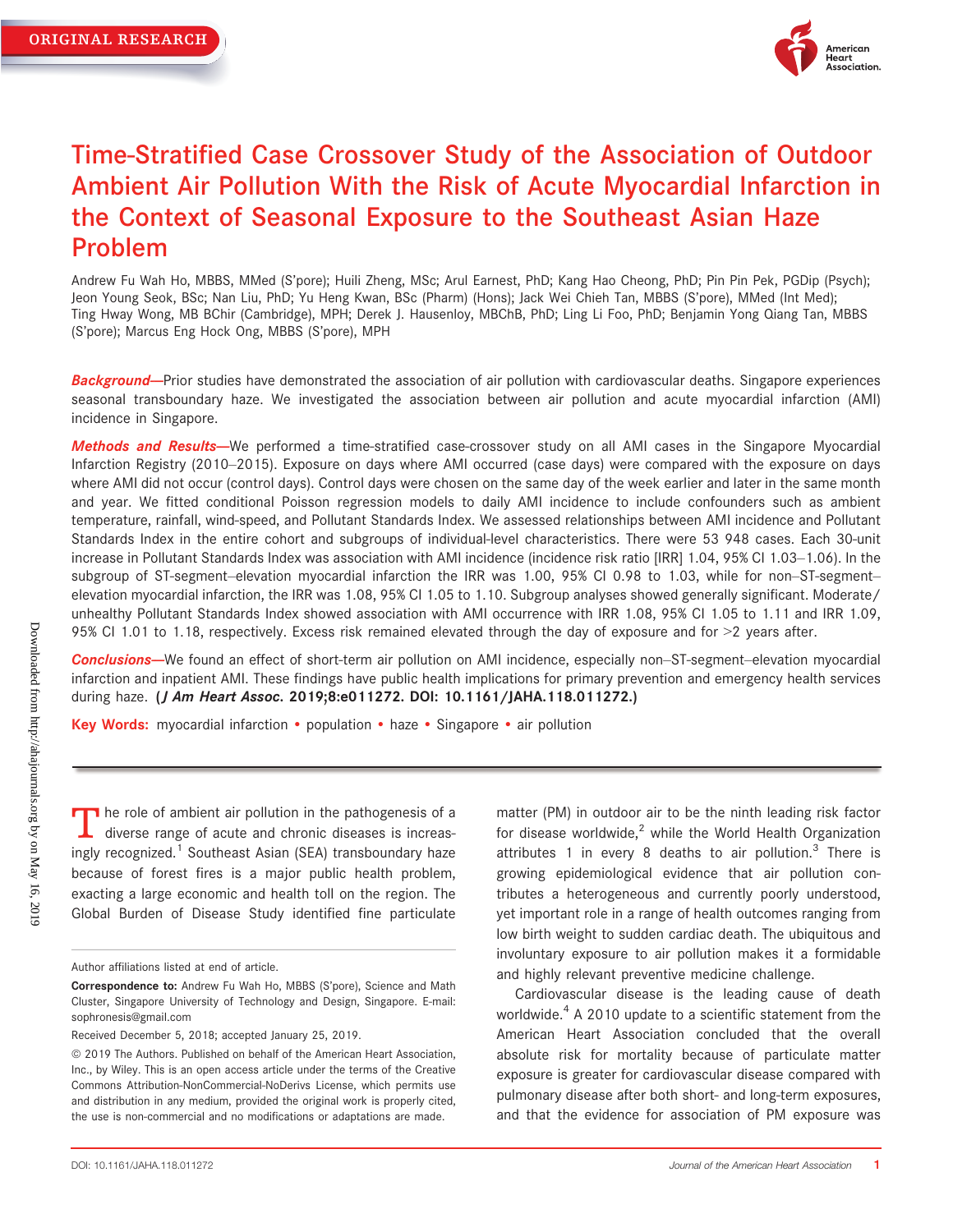ORIGINAL RESEARCH

# Time-Stratified Case Crossover Study of the Association of Outdoor Ambient Air Pollution With the Risk of Acute Myocardial Infarction in the Context of Seasonal Exposure to the Southeast Asian Haze Problem

Andrew Fu Wah Ho, MBBS, MMed (S'pore); Huili Zheng, MSc; Arul Earnest, PhD; Kang Hao Cheong, PhD; Pin Pin Pek, PGDip (Psych); Jeon Young Seok, BSc; Nan Liu, PhD; Yu Heng Kwan, BSc (Pharm) (Hons); Jack Wei Chieh Tan, MBBS (S'pore), MMed (Int Med); Ting Hway Wong, MB BChir (Cambridge), MPH; Derek J. Hausenloy, MBChB, PhD; Ling Li Foo, PhD; Benjamin Yong Qiang Tan, MBBS (S'pore); Marcus Eng Hock Ong, MBBS (S'pore), MPH

***Background*—**Prior studies have demonstrated the association of air pollution with cardiovascular deaths. Singapore experiences seasonal transboundary haze. We investigated the association between air pollution and acute myocardial infarction (AMI) incidence in Singapore.

***Methods and Results*—**We performed a time-stratified case-crossover study on all AMI cases in the Singapore Myocardial Infarction Registry (2010–2015). Exposure on days where AMI occurred (case days) were compared with the exposure on days where AMI did not occur (control days). Control days were chosen on the same day of the week earlier and later in the same month and year. We fitted conditional Poisson regression models to daily AMI incidence to include confounders such as ambient temperature, rainfall, wind-speed, and Pollutant Standards Index. We assessed relationships between AMI incidence and Pollutant Standards Index in the entire cohort and subgroups of individual-level characteristics. There were 53 948 cases. Each 30-unit increase in Pollutant Standards Index was association with AMI incidence (incidence risk ratio [IRR] 1.04, 95% CI 1.03–1.06). In the subgroup of ST-segment–elevation myocardial infarction the IRR was 1.00, 95% CI 0.98 to 1.03, while for non–ST-segment–elevation myocardial infarction, the IRR was 1.08, 95% CI 1.05 to 1.10. Subgroup analyses showed generally significant. Moderate/unhealthy Pollutant Standards Index showed association with AMI occurrence with IRR 1.08, 95% CI 1.05 to 1.11 and IRR 1.09, 95% CI 1.01 to 1.18, respectively. Excess risk remained elevated through the day of exposure and for >2 years after.

***Conclusions*—**We found an effect of short-term air pollution on AMI incidence, especially non–ST-segment–elevation myocardial infarction and inpatient AMI. These findings have public health implications for primary prevention and emergency health services during haze. **(*J Am Heart Assoc.* 2019;8:e011272. DOI: 10.1161/JAHA.118.011272.)**

**Key Words:** myocardial infarction • population • haze • Singapore • air pollution

The role of ambient air pollution in the pathogenesis of a diverse range of acute and chronic diseases is increasingly recognized.[1] Southeast Asian (SEA) transboundary haze because of forest fires is a major public health problem, exacting a large economic and health toll on the region. The Global Burden of Disease Study identified fine particulate matter (PM) in outdoor air to be the ninth leading risk factor for disease worldwide,[2] while the World Health Organization attributes 1 in every 8 deaths to air pollution.[3] There is growing epidemiological evidence that air pollution contributes a heterogeneous and currently poorly understood, yet important role in a range of health outcomes ranging from low birth weight to sudden cardiac death. The ubiquitous and involuntary exposure to air pollution makes it a formidable and highly relevant preventive medicine challenge.

Cardiovascular disease is the leading cause of death worldwide.[4] A 2010 update to a scientific statement from the American Heart Association concluded that the overall absolute risk for mortality because of particulate matter exposure is greater for cardiovascular disease compared with pulmonary disease after both short- and long-term exposures, and that the evidence for association of PM exposure was

Author affiliations listed at end of article.

**Correspondence to:** Andrew Fu Wah Ho, MBBS (S'pore), Science and Math Cluster, Singapore University of Technology and Design, Singapore. E-mail: sophronesis@gmail.com

Received December 5, 2018; accepted January 25, 2019.

© 2019 The Authors. Published on behalf of the American Heart Association, Inc., by Wiley. This is an open access article under the terms of the Creative Commons Attribution-NonCommercial-NoDerivs License, which permits use and distribution in any medium, provided the original work is properly cited, the use is non-commercial and no modifications or adaptations are made.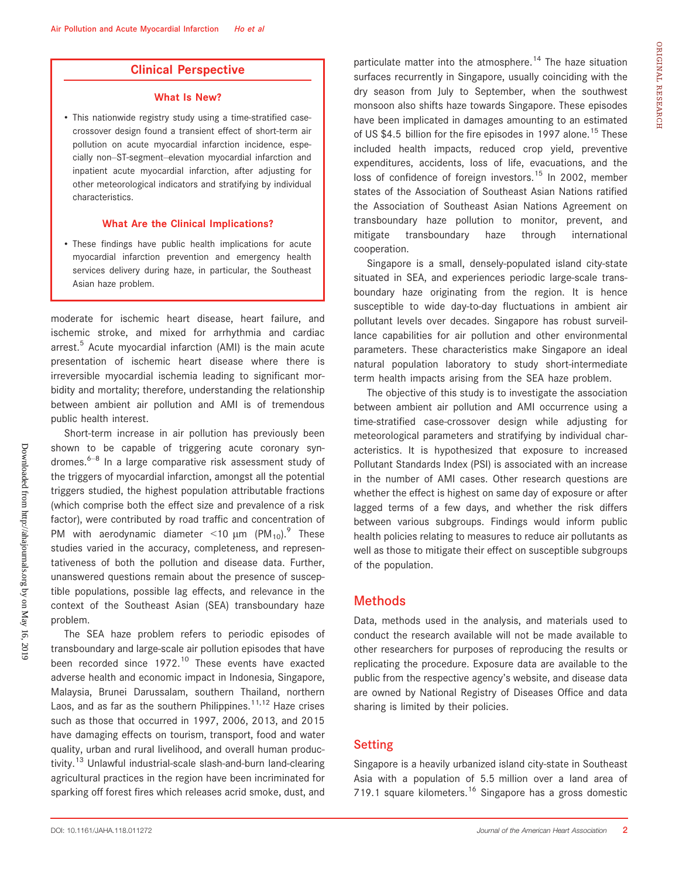## Clinical Perspective

### What Is New?

- This nationwide registry study using a time-stratified case-crossover design found a transient effect of short-term air pollution on acute myocardial infarction incidence, especially non–ST-segment–elevation myocardial infarction and inpatient acute myocardial infarction, after adjusting for other meteorological indicators and stratifying by individual characteristics.

### What Are the Clinical Implications?

- These findings have public health implications for acute myocardial infarction prevention and emergency health services delivery during haze, in particular, the Southeast Asian haze problem.

moderate for ischemic heart disease, heart failure, and ischemic stroke, and mixed for arrhythmia and cardiac arrest.[5] Acute myocardial infarction (AMI) is the main acute presentation of ischemic heart disease where there is irreversible myocardial ischemia leading to significant morbidity and mortality; therefore, understanding the relationship between ambient air pollution and AMI is of tremendous public health interest.

Short-term increase in air pollution has previously been shown to be capable of triggering acute coronary syndromes.[6–8] In a large comparative risk assessment study of the triggers of myocardial infarction, amongst all the potential triggers studied, the highest population attributable fractions (which comprise both the effect size and prevalence of a risk factor), were contributed by road traffic and concentration of PM with aerodynamic diameter <10 μm ($PM_{10}$).[9] These studies varied in the accuracy, completeness, and representativeness of both the pollution and disease data. Further, unanswered questions remain about the presence of susceptible populations, possible lag effects, and relevance in the context of the Southeast Asian (SEA) transboundary haze problem.

The SEA haze problem refers to periodic episodes of transboundary and large-scale air pollution episodes that have been recorded since 1972.[10] These events have exacted adverse health and economic impact in Indonesia, Singapore, Malaysia, Brunei Darussalam, southern Thailand, northern Laos, and as far as the southern Philippines.[11,12] Haze crises such as those that occurred in 1997, 2006, 2013, and 2015 have damaging effects on tourism, transport, food and water quality, urban and rural livelihood, and overall human productivity.[13] Unlawful industrial-scale slash-and-burn land-clearing agricultural practices in the region have been incriminated for sparking off forest fires which releases acrid smoke, dust, and particulate matter into the atmosphere.[14] The haze situation surfaces recurrently in Singapore, usually coinciding with the dry season from July to September, when the southwest monsoon also shifts haze towards Singapore. These episodes have been implicated in damages amounting to an estimated of US $4.5 billion for the fire episodes in 1997 alone.[15] These included health impacts, reduced crop yield, preventive expenditures, accidents, loss of life, evacuations, and the loss of confidence of foreign investors.[15] In 2002, member states of the Association of Southeast Asian Nations ratified the Association of Southeast Asian Nations Agreement on transboundary haze pollution to monitor, prevent, and mitigate transboundary haze through international cooperation.

Singapore is a small, densely-populated island city-state situated in SEA, and experiences periodic large-scale transboundary haze originating from the region. It is hence susceptible to wide day-to-day fluctuations in ambient air pollutant levels over decades. Singapore has robust surveillance capabilities for air pollution and other environmental parameters. These characteristics make Singapore an ideal natural population laboratory to study short-intermediate term health impacts arising from the SEA haze problem.

The objective of this study is to investigate the association between ambient air pollution and AMI occurrence using a time-stratified case-crossover design while adjusting for meteorological parameters and stratifying by individual characteristics. It is hypothesized that exposure to increased Pollutant Standards Index (PSI) is associated with an increase in the number of AMI cases. Other research questions are whether the effect is highest on same day of exposure or after lagged terms of a few days, and whether the risk differs between various subgroups. Findings would inform public health policies relating to measures to reduce air pollutants as well as those to mitigate their effect on susceptible subgroups of the population.

## Methods

Data, methods used in the analysis, and materials used to conduct the research available will not be made available to other researchers for purposes of reproducing the results or replicating the procedure. Exposure data are available to the public from the respective agency's website, and disease data are owned by National Registry of Diseases Office and data sharing is limited by their policies.

## Setting

Singapore is a heavily urbanized island city-state in Southeast Asia with a population of 5.5 million over a land area of 719.1 square kilometers.[16] Singapore has a gross domestic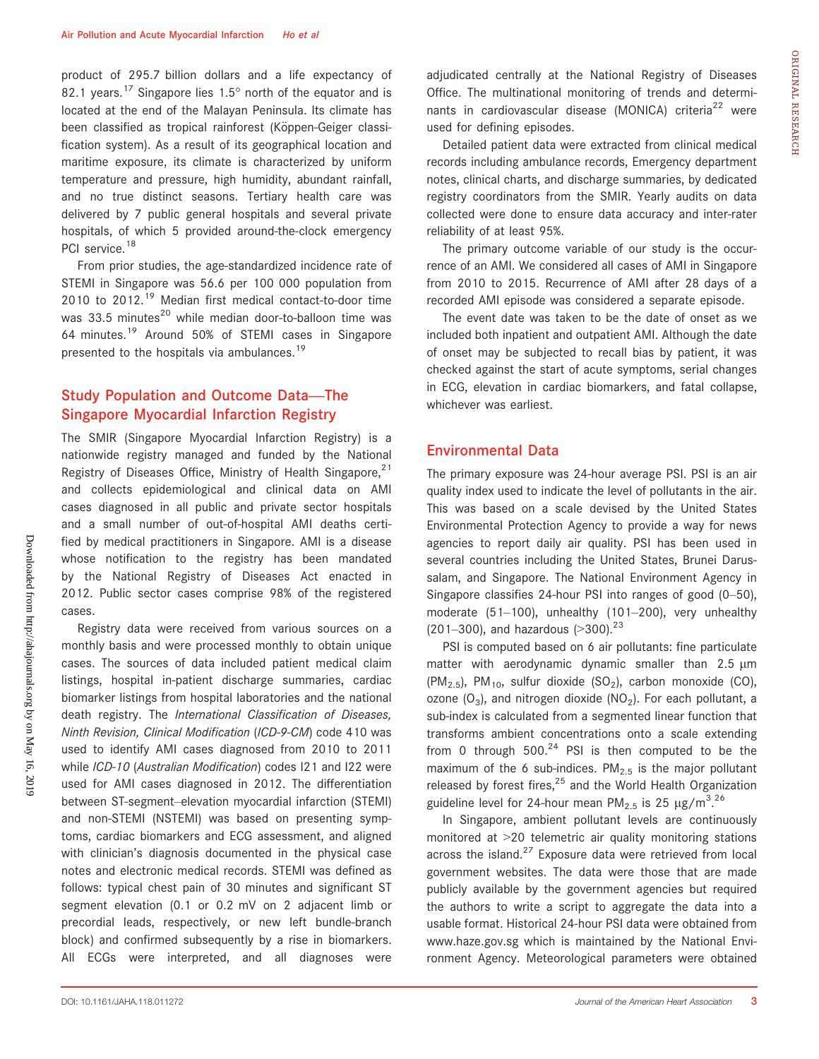product of 295.7 billion dollars and a life expectancy of 82.1 years.[17] Singapore lies 1.5° north of the equator and is located at the end of the Malayan Peninsula. Its climate has been classified as tropical rainforest (Köppen-Geiger classification system). As a result of its geographical location and maritime exposure, its climate is characterized by uniform temperature and pressure, high humidity, abundant rainfall, and no true distinct seasons. Tertiary health care was delivered by 7 public general hospitals and several private hospitals, of which 5 provided around-the-clock emergency PCI service.[18]

From prior studies, the age-standardized incidence rate of STEMI in Singapore was 56.6 per 100 000 population from 2010 to 2012.[19] Median first medical contact-to-door time was 33.5 minutes[20] while median door-to-balloon time was 64 minutes.[19] Around 50% of STEMI cases in Singapore presented to the hospitals via ambulances.[19]

## Study Population and Outcome Data—The Singapore Myocardial Infarction Registry

The SMIR (Singapore Myocardial Infarction Registry) is a nationwide registry managed and funded by the National Registry of Diseases Office, Ministry of Health Singapore,[21] and collects epidemiological and clinical data on AMI cases diagnosed in all public and private sector hospitals and a small number of out-of-hospital AMI deaths certified by medical practitioners in Singapore. AMI is a disease whose notification to the registry has been mandated by the National Registry of Diseases Act enacted in 2012. Public sector cases comprise 98% of the registered cases.

Registry data were received from various sources on a monthly basis and were processed monthly to obtain unique cases. The sources of data included patient medical claim listings, hospital in-patient discharge summaries, cardiac biomarker listings from hospital laboratories and the national death registry. The *International Classification of Diseases, Ninth Revision, Clinical Modification* (*ICD-9-CM*) code 410 was used to identify AMI cases diagnosed from 2010 to 2011 while *ICD-10* (*Australian Modification*) codes I21 and I22 were used for AMI cases diagnosed in 2012. The differentiation between ST-segment–elevation myocardial infarction (STEMI) and non-STEMI (NSTEMI) was based on presenting symptoms, cardiac biomarkers and ECG assessment, and aligned with clinician's diagnosis documented in the physical case notes and electronic medical records. STEMI was defined as follows: typical chest pain of 30 minutes and significant ST segment elevation (0.1 or 0.2 mV on 2 adjacent limb or precordial leads, respectively, or new left bundle-branch block) and confirmed subsequently by a rise in biomarkers. All ECGs were interpreted, and all diagnoses were adjudicated centrally at the National Registry of Diseases Office. The multinational monitoring of trends and determinants in cardiovascular disease (MONICA) criteria[22] were used for defining episodes.

Detailed patient data were extracted from clinical medical records including ambulance records, Emergency department notes, clinical charts, and discharge summaries, by dedicated registry coordinators from the SMIR. Yearly audits on data collected were done to ensure data accuracy and inter-rater reliability of at least 95%.

The primary outcome variable of our study is the occurrence of an AMI. We considered all cases of AMI in Singapore from 2010 to 2015. Recurrence of AMI after 28 days of a recorded AMI episode was considered a separate episode.

The event date was taken to be the date of onset as we included both inpatient and outpatient AMI. Although the date of onset may be subjected to recall bias by patient, it was checked against the start of acute symptoms, serial changes in ECG, elevation in cardiac biomarkers, and fatal collapse, whichever was earliest.

## Environmental Data

The primary exposure was 24-hour average PSI. PSI is an air quality index used to indicate the level of pollutants in the air. This was based on a scale devised by the United States Environmental Protection Agency to provide a way for news agencies to report daily air quality. PSI has been used in several countries including the United States, Brunei Darussalam, and Singapore. The National Environment Agency in Singapore classifies 24-hour PSI into ranges of good (0–50), moderate (51–100), unhealthy (101–200), very unhealthy (201–300), and hazardous (>300).[23]

PSI is computed based on 6 air pollutants: fine particulate matter with aerodynamic dynamic smaller than 2.5 μm ($PM_{2.5}$), $PM_{10}$, sulfur dioxide ($SO_2$), carbon monoxide (CO), ozone ($O_3$), and nitrogen dioxide ($NO_2$). For each pollutant, a sub-index is calculated from a segmented linear function that transforms ambient concentrations onto a scale extending from 0 through 500.[24] PSI is then computed to be the maximum of the 6 sub-indices. $PM_{2.5}$ is the major pollutant released by forest fires,[25] and the World Health Organization guideline level for 24-hour mean $PM_{2.5}$ is 25 $\mu g/m^3$.[26]

In Singapore, ambient pollutant levels are continuously monitored at >20 telemetric air quality monitoring stations across the island.[27] Exposure data were retrieved from local government websites. The data were those that are made publicly available by the government agencies but required the authors to write a script to aggregate the data into a usable format. Historical 24-hour PSI data were obtained from www.haze.gov.sg which is maintained by the National Environment Agency. Meteorological parameters were obtained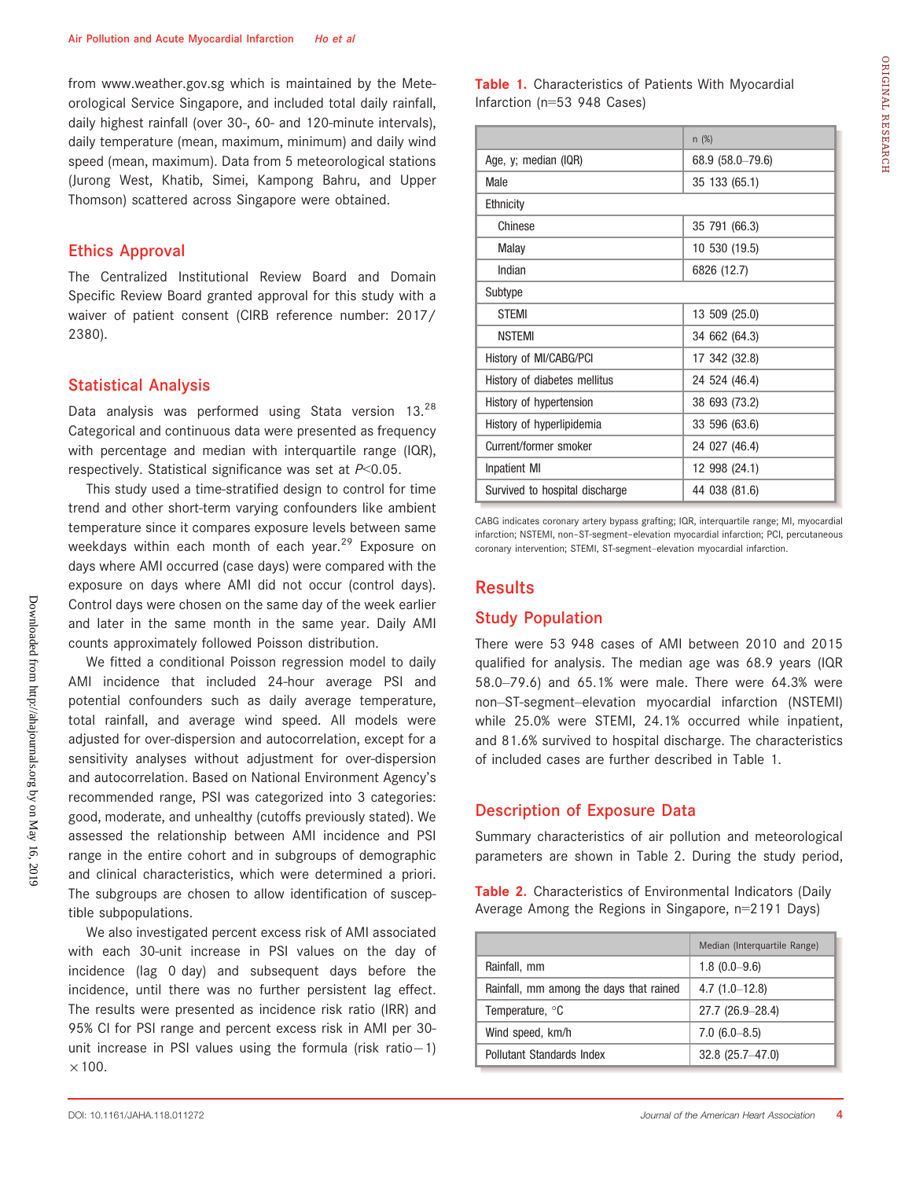from www.weather.gov.sg which is maintained by the Meteorological Service Singapore, and included total daily rainfall, daily highest rainfall (over 30-, 60- and 120-minute intervals), daily temperature (mean, maximum, minimum) and daily wind speed (mean, maximum). Data from 5 meteorological stations (Jurong West, Khatib, Simei, Kampong Bahru, and Upper Thomson) scattered across Singapore were obtained.

## Ethics Approval

The Centralized Institutional Review Board and Domain Specific Review Board granted approval for this study with a waiver of patient consent (CIRB reference number: 2017/2380).

## Statistical Analysis

Data analysis was performed using Stata version 13.[28] Categorical and continuous data were presented as frequency with percentage and median with interquartile range (IQR), respectively. Statistical significance was set at $P<0.05$.

This study used a time-stratified design to control for time trend and other short-term varying confounders like ambient temperature since it compares exposure levels between same weekdays within each month of each year.[29] Exposure on days where AMI occurred (case days) were compared with the exposure on days where AMI did not occur (control days). Control days were chosen on the same day of the week earlier and later in the same month in the same year. Daily AMI counts approximately followed Poisson distribution.

We fitted a conditional Poisson regression model to daily AMI incidence that included 24-hour average PSI and potential confounders such as daily average temperature, total rainfall, and average wind speed. All models were adjusted for over-dispersion and autocorrelation, except for a sensitivity analyses without adjustment for over-dispersion and autocorrelation. Based on National Environment Agency's recommended range, PSI was categorized into 3 categories: good, moderate, and unhealthy (cutoffs previously stated). We assessed the relationship between AMI incidence and PSI range in the entire cohort and in subgroups of demographic and clinical characteristics, which were determined a priori. The subgroups are chosen to allow identification of susceptible subpopulations.

We also investigated percent excess risk of AMI associated with each 30-unit increase in PSI values on the day of incidence (lag 0 day) and subsequent days before the incidence, until there was no further persistent lag effect. The results were presented as incidence risk ratio (IRR) and 95% CI for PSI range and percent excess risk in AMI per 30-unit increase in PSI values using the formula (risk ratio$-$1) $\times$100.

**Table 1.** Characteristics of Patients With Myocardial Infarction (n=53 948 Cases)

| | n (%) |
|---|---|
| Age, y; median (IQR) | 68.9 (58.0–79.6) |
| Male | 35 133 (65.1) |
| Ethnicity | |
| Chinese | 35 791 (66.3) |
| Malay | 10 530 (19.5) |
| Indian | 6826 (12.7) |
| Subtype | |
| STEMI | 13 509 (25.0) |
| NSTEMI | 34 662 (64.3) |
| History of MI/CABG/PCI | 17 342 (32.8) |
| History of diabetes mellitus | 24 524 (46.4) |
| History of hypertension | 38 693 (73.2) |
| History of hyperlipidemia | 33 596 (63.6) |
| Current/former smoker | 24 027 (46.4) |
| Inpatient MI | 12 998 (24.1) |
| Survived to hospital discharge | 44 038 (81.6) |

CABG indicates coronary artery bypass grafting; IQR, interquartile range; MI, myocardial infarction; NSTEMI, non–ST-segment–elevation myocardial infarction; PCI, percutaneous coronary intervention; STEMI, ST-segment–elevation myocardial infarction.

# Results

## Study Population

There were 53 948 cases of AMI between 2010 and 2015 qualified for analysis. The median age was 68.9 years (IQR 58.0–79.6) and 65.1% were male. There were 64.3% were non–ST-segment–elevation myocardial infarction (NSTEMI) while 25.0% were STEMI, 24.1% occurred while inpatient, and 81.6% survived to hospital discharge. The characteristics of included cases are further described in Table 1.

## Description of Exposure Data

Summary characteristics of air pollution and meteorological parameters are shown in Table 2. During the study period,

**Table 2.** Characteristics of Environmental Indicators (Daily Average Among the Regions in Singapore, n=2191 Days)

| | Median (Interquartile Range) |
|---|---|
| Rainfall, mm | 1.8 (0.0–9.6) |
| Rainfall, mm among the days that rained | 4.7 (1.0–12.8) |
| Temperature, °C | 27.7 (26.9–28.4) |
| Wind speed, km/h | 7.0 (6.0–8.5) |
| Pollutant Standards Index | 32.8 (25.7–47.0) |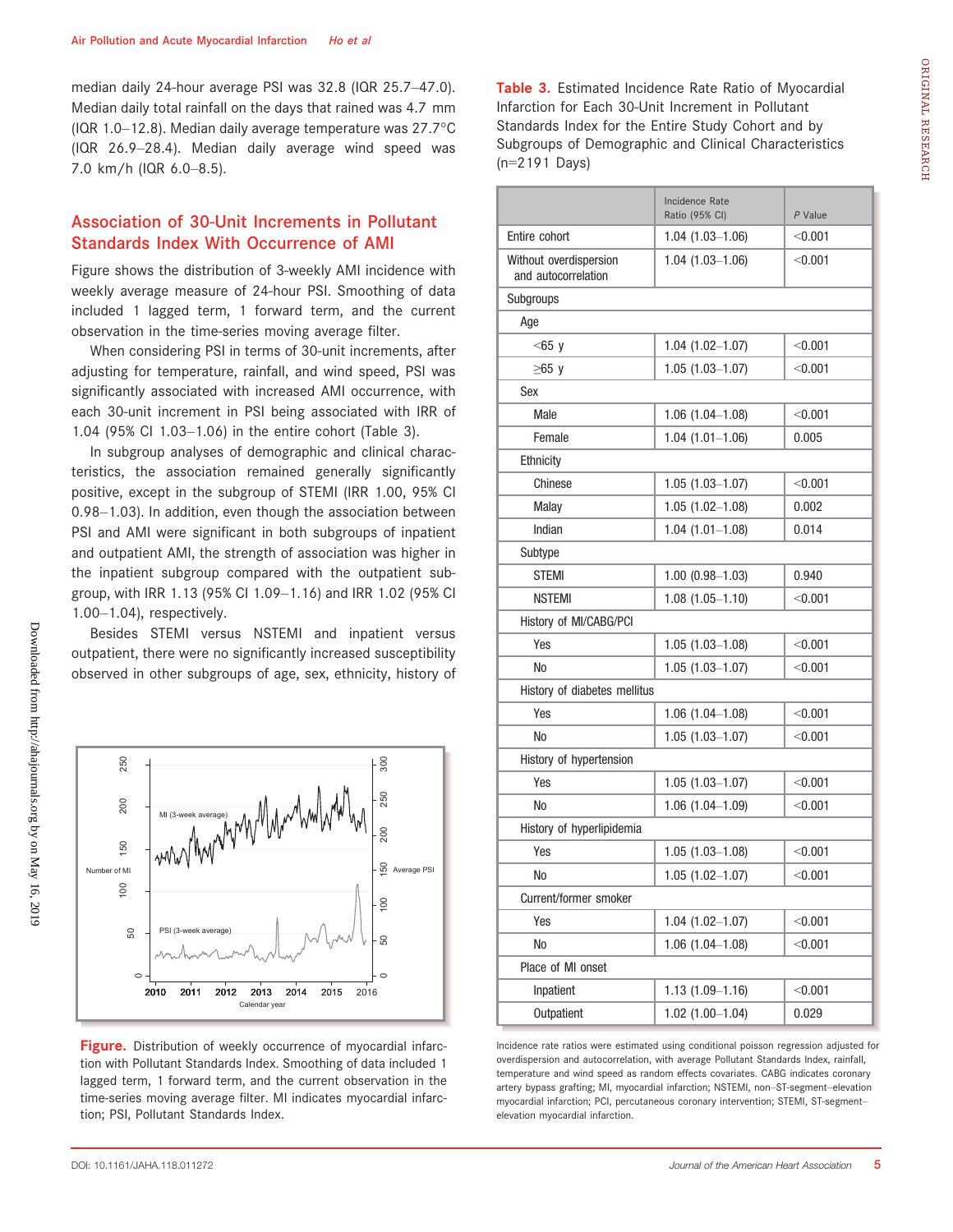median daily 24-hour average PSI was 32.8 (IQR 25.7–47.0). Median daily total rainfall on the days that rained was 4.7 mm (IQR 1.0–12.8). Median daily average temperature was 27.7°C (IQR 26.9–28.4). Median daily average wind speed was 7.0 km/h (IQR 6.0–8.5).

## Association of 30-Unit Increments in Pollutant Standards Index With Occurrence of AMI

Figure shows the distribution of 3-weekly AMI incidence with weekly average measure of 24-hour PSI. Smoothing of data included 1 lagged term, 1 forward term, and the current observation in the time-series moving average filter.

When considering PSI in terms of 30-unit increments, after adjusting for temperature, rainfall, and wind speed, PSI was significantly associated with increased AMI occurrence, with each 30-unit increment in PSI being associated with IRR of 1.04 (95% CI 1.03–1.06) in the entire cohort (Table 3).

In subgroup analyses of demographic and clinical characteristics, the association remained generally significantly positive, except in the subgroup of STEMI (IRR 1.00, 95% CI 0.98–1.03). In addition, even though the association between PSI and AMI were significant in both subgroups of inpatient and outpatient AMI, the strength of association was higher in the inpatient subgroup compared with the outpatient subgroup, with IRR 1.13 (95% CI 1.09–1.16) and IRR 1.02 (95% CI 1.00–1.04), respectively.

Besides STEMI versus NSTEMI and inpatient versus outpatient, there were no significantly increased susceptibility observed in other subgroups of age, sex, ethnicity, history of

**Figure.** Distribution of weekly occurrence of myocardial infarction with Pollutant Standards Index. Smoothing of data included 1 lagged term, 1 forward term, and the current observation in the time-series moving average filter. MI indicates myocardial infarction; PSI, Pollutant Standards Index.

**Table 3.** Estimated Incidence Rate Ratio of Myocardial Infarction for Each 30-Unit Increment in Pollutant Standards Index for the Entire Study Cohort and by Subgroups of Demographic and Clinical Characteristics (n=2191 Days)

| | Incidence Rate Ratio (95% CI) | *P* Value |
|---|---|---|
| Entire cohort | 1.04 (1.03–1.06) | <0.001 |
| Without overdispersion and autocorrelation | 1.04 (1.03–1.06) | <0.001 |
| Subgroups | | |
| Age | | |
| <65 y | 1.04 (1.02–1.07) | <0.001 |
| ≥65 y | 1.05 (1.03–1.07) | <0.001 |
| Sex | | |
| Male | 1.06 (1.04–1.08) | <0.001 |
| Female | 1.04 (1.01–1.06) | 0.005 |
| Ethnicity | | |
| Chinese | 1.05 (1.03–1.07) | <0.001 |
| Malay | 1.05 (1.02–1.08) | 0.002 |
| Indian | 1.04 (1.01–1.08) | 0.014 |
| Subtype | | |
| STEMI | 1.00 (0.98–1.03) | 0.940 |
| NSTEMI | 1.08 (1.05–1.10) | <0.001 |
| History of MI/CABG/PCI | | |
| Yes | 1.05 (1.03–1.08) | <0.001 |
| No | 1.05 (1.03–1.07) | <0.001 |
| History of diabetes mellitus | | |
| Yes | 1.06 (1.04–1.08) | <0.001 |
| No | 1.05 (1.03–1.07) | <0.001 |
| History of hypertension | | |
| Yes | 1.05 (1.03–1.07) | <0.001 |
| No | 1.06 (1.04–1.09) | <0.001 |
| History of hyperlipidemia | | |
| Yes | 1.05 (1.03–1.08) | <0.001 |
| No | 1.05 (1.02–1.07) | <0.001 |
| Current/former smoker | | |
| Yes | 1.04 (1.02–1.07) | <0.001 |
| No | 1.06 (1.04–1.08) | <0.001 |
| Place of MI onset | | |
| Inpatient | 1.13 (1.09–1.16) | <0.001 |
| Outpatient | 1.02 (1.00–1.04) | 0.029 |

Incidence rate ratios were estimated using conditional poisson regression adjusted for overdispersion and autocorrelation, with average Pollutant Standards Index, rainfall, temperature and wind speed as random effects covariates. CABG indicates coronary artery bypass grafting; MI, myocardial infarction; NSTEMI, non–ST-segment–elevation myocardial infarction; PCI, percutaneous coronary intervention; STEMI, ST-segment–elevation myocardial infarction.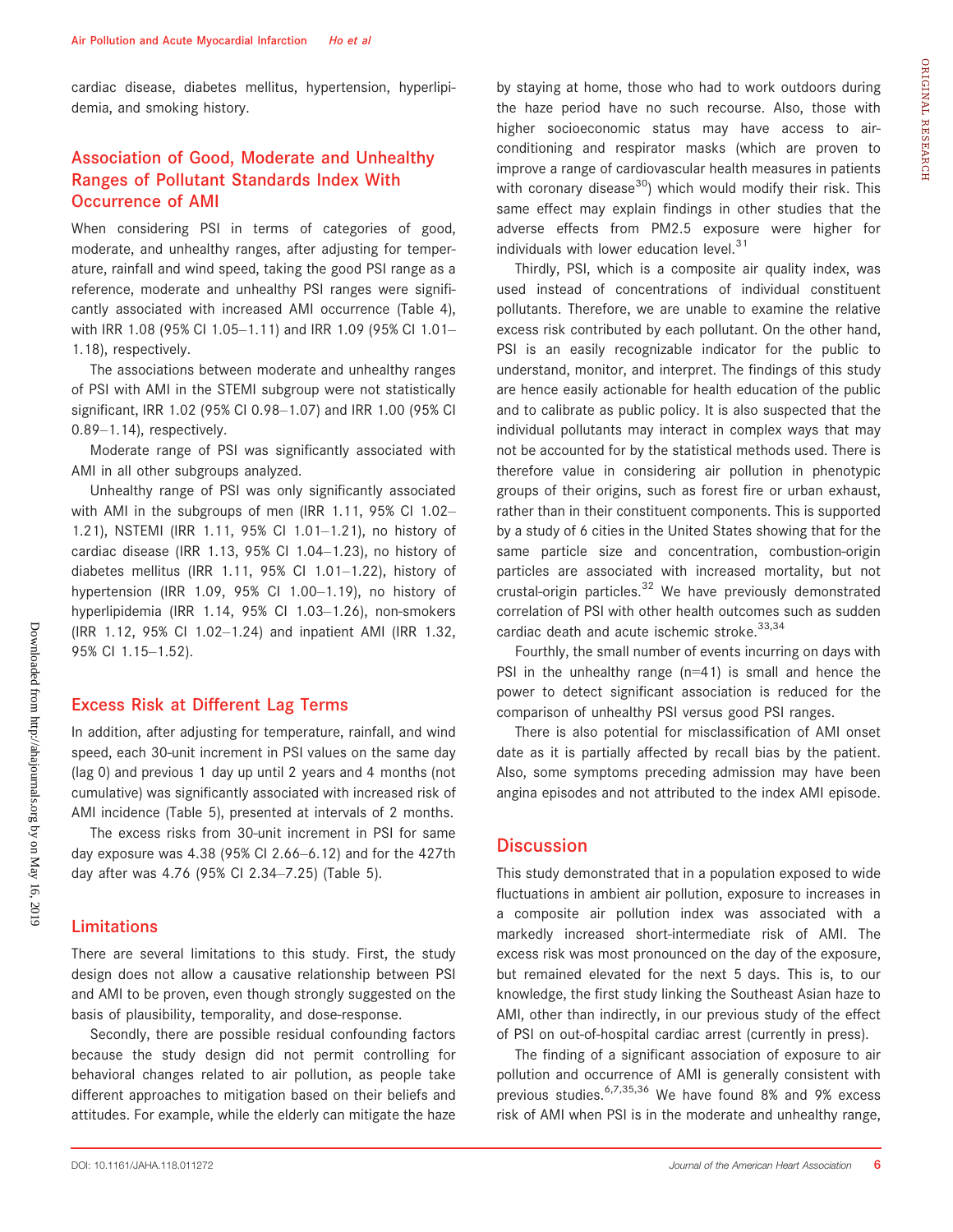cardiac disease, diabetes mellitus, hypertension, hyperlipidemia, and smoking history.

## Association of Good, Moderate and Unhealthy Ranges of Pollutant Standards Index With Occurrence of AMI

When considering PSI in terms of categories of good, moderate, and unhealthy ranges, after adjusting for temperature, rainfall and wind speed, taking the good PSI range as a reference, moderate and unhealthy PSI ranges were significantly associated with increased AMI occurrence (Table 4), with IRR 1.08 (95% CI 1.05–1.11) and IRR 1.09 (95% CI 1.01–1.18), respectively.

The associations between moderate and unhealthy ranges of PSI with AMI in the STEMI subgroup were not statistically significant, IRR 1.02 (95% CI 0.98–1.07) and IRR 1.00 (95% CI 0.89–1.14), respectively.

Moderate range of PSI was significantly associated with AMI in all other subgroups analyzed.

Unhealthy range of PSI was only significantly associated with AMI in the subgroups of men (IRR 1.11, 95% CI 1.02–1.21), NSTEMI (IRR 1.11, 95% CI 1.01–1.21), no history of cardiac disease (IRR 1.13, 95% CI 1.04–1.23), no history of diabetes mellitus (IRR 1.11, 95% CI 1.01–1.22), history of hypertension (IRR 1.09, 95% CI 1.00–1.19), no history of hyperlipidemia (IRR 1.14, 95% CI 1.03–1.26), non-smokers (IRR 1.12, 95% CI 1.02–1.24) and inpatient AMI (IRR 1.32, 95% CI 1.15–1.52).

## Excess Risk at Different Lag Terms

In addition, after adjusting for temperature, rainfall, and wind speed, each 30-unit increment in PSI values on the same day (lag 0) and previous 1 day up until 2 years and 4 months (not cumulative) was significantly associated with increased risk of AMI incidence (Table 5), presented at intervals of 2 months.

The excess risks from 30-unit increment in PSI for same day exposure was 4.38 (95% CI 2.66–6.12) and for the 427th day after was 4.76 (95% CI 2.34–7.25) (Table 5).

## Limitations

There are several limitations to this study. First, the study design does not allow a causative relationship between PSI and AMI to be proven, even though strongly suggested on the basis of plausibility, temporality, and dose-response.

Secondly, there are possible residual confounding factors because the study design did not permit controlling for behavioral changes related to air pollution, as people take different approaches to mitigation based on their beliefs and attitudes. For example, while the elderly can mitigate the haze by staying at home, those who had to work outdoors during the haze period have no such recourse. Also, those with higher socioeconomic status may have access to air-conditioning and respirator masks (which are proven to improve a range of cardiovascular health measures in patients with coronary disease[30]) which would modify their risk. This same effect may explain findings in other studies that the adverse effects from PM2.5 exposure were higher for individuals with lower education level.[31]

Thirdly, PSI, which is a composite air quality index, was used instead of concentrations of individual constituent pollutants. Therefore, we are unable to examine the relative excess risk contributed by each pollutant. On the other hand, PSI is an easily recognizable indicator for the public to understand, monitor, and interpret. The findings of this study are hence easily actionable for health education of the public and to calibrate as public policy. It is also suspected that the individual pollutants may interact in complex ways that may not be accounted for by the statistical methods used. There is therefore value in considering air pollution in phenotypic groups of their origins, such as forest fire or urban exhaust, rather than in their constituent components. This is supported by a study of 6 cities in the United States showing that for the same particle size and concentration, combustion-origin particles are associated with increased mortality, but not crustal-origin particles.[32] We have previously demonstrated correlation of PSI with other health outcomes such as sudden cardiac death and acute ischemic stroke.[33,34]

Fourthly, the small number of events incurring on days with PSI in the unhealthy range (n=41) is small and hence the power to detect significant association is reduced for the comparison of unhealthy PSI versus good PSI ranges.

There is also potential for misclassification of AMI onset date as it is partially affected by recall bias by the patient. Also, some symptoms preceding admission may have been angina episodes and not attributed to the index AMI episode.

## Discussion

This study demonstrated that in a population exposed to wide fluctuations in ambient air pollution, exposure to increases in a composite air pollution index was associated with a markedly increased short-intermediate risk of AMI. The excess risk was most pronounced on the day of the exposure, but remained elevated for the next 5 days. This is, to our knowledge, the first study linking the Southeast Asian haze to AMI, other than indirectly, in our previous study of the effect of PSI on out-of-hospital cardiac arrest (currently in press).

The finding of a significant association of exposure to air pollution and occurrence of AMI is generally consistent with previous studies.[6,7,35,36] We have found 8% and 9% excess risk of AMI when PSI is in the moderate and unhealthy range,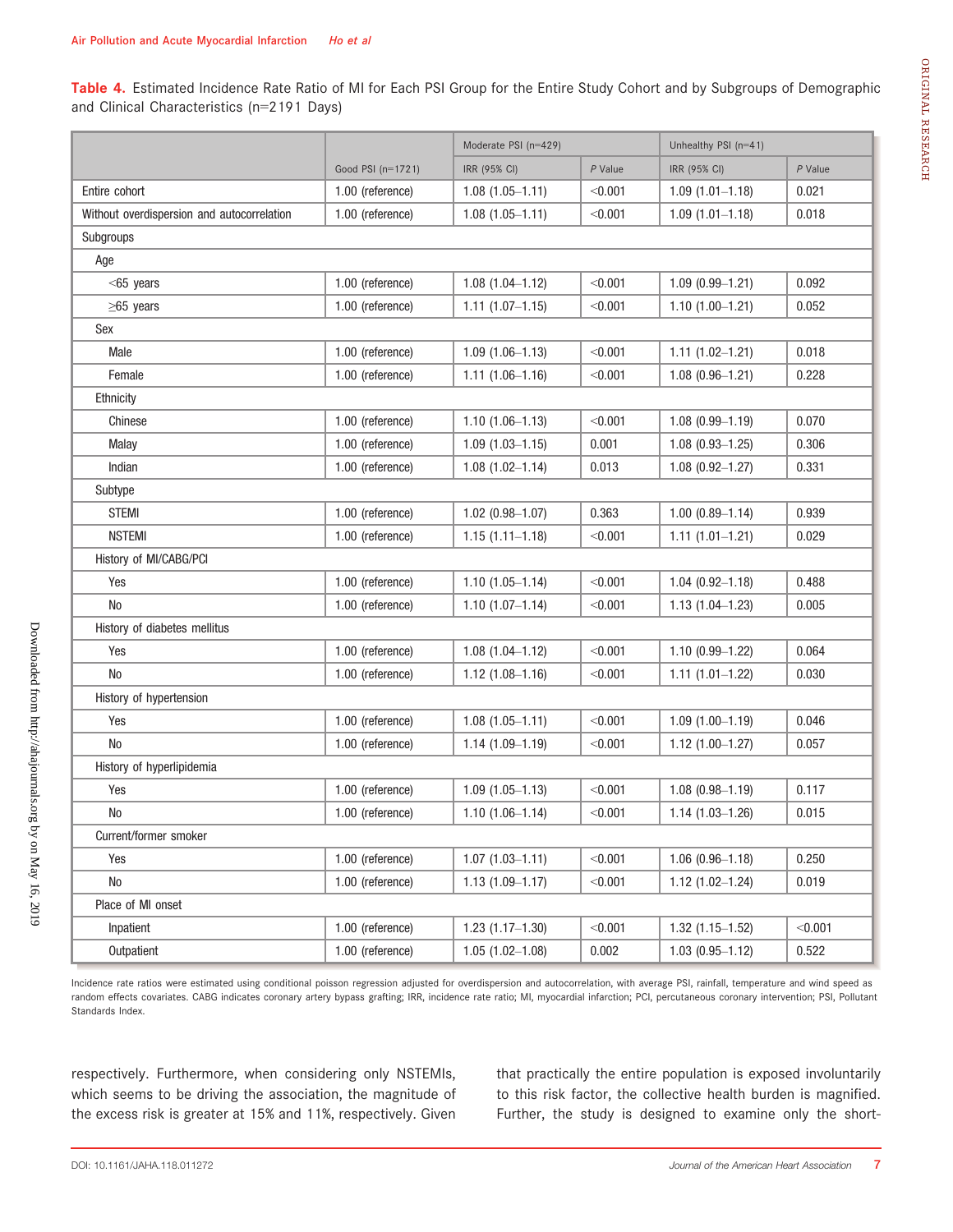**Table 4.** Estimated Incidence Rate Ratio of MI for Each PSI Group for the Entire Study Cohort and by Subgroups of Demographic and Clinical Characteristics (n=2191 Days)

| | Good PSI (n=1721) | Moderate PSI (n=429) | | Unhealthy PSI (n=41) | |
|---|---|---|---|---|---|
| | | IRR (95% CI) | *P* Value | IRR (95% CI) | *P* Value |
| Entire cohort | 1.00 (reference) | 1.08 (1.05–1.11) | <0.001 | 1.09 (1.01–1.18) | 0.021 |
| Without overdispersion and autocorrelation | 1.00 (reference) | 1.08 (1.05–1.11) | <0.001 | 1.09 (1.01–1.18) | 0.018 |
| Subgroups | | | | | |
| Age | | | | | |
| <65 years | 1.00 (reference) | 1.08 (1.04–1.12) | <0.001 | 1.09 (0.99–1.21) | 0.092 |
| ≥65 years | 1.00 (reference) | 1.11 (1.07–1.15) | <0.001 | 1.10 (1.00–1.21) | 0.052 |
| Sex | | | | | |
| Male | 1.00 (reference) | 1.09 (1.06–1.13) | <0.001 | 1.11 (1.02–1.21) | 0.018 |
| Female | 1.00 (reference) | 1.11 (1.06–1.16) | <0.001 | 1.08 (0.96–1.21) | 0.228 |
| Ethnicity | | | | | |
| Chinese | 1.00 (reference) | 1.10 (1.06–1.13) | <0.001 | 1.08 (0.99–1.19) | 0.070 |
| Malay | 1.00 (reference) | 1.09 (1.03–1.15) | 0.001 | 1.08 (0.93–1.25) | 0.306 |
| Indian | 1.00 (reference) | 1.08 (1.02–1.14) | 0.013 | 1.08 (0.92–1.27) | 0.331 |
| Subtype | | | | | |
| STEMI | 1.00 (reference) | 1.02 (0.98–1.07) | 0.363 | 1.00 (0.89–1.14) | 0.939 |
| NSTEMI | 1.00 (reference) | 1.15 (1.11–1.18) | <0.001 | 1.11 (1.01–1.21) | 0.029 |
| History of MI/CABG/PCI | | | | | |
| Yes | 1.00 (reference) | 1.10 (1.05–1.14) | <0.001 | 1.04 (0.92–1.18) | 0.488 |
| No | 1.00 (reference) | 1.10 (1.07–1.14) | <0.001 | 1.13 (1.04–1.23) | 0.005 |
| History of diabetes mellitus | | | | | |
| Yes | 1.00 (reference) | 1.08 (1.04–1.12) | <0.001 | 1.10 (0.99–1.22) | 0.064 |
| No | 1.00 (reference) | 1.12 (1.08–1.16) | <0.001 | 1.11 (1.01–1.22) | 0.030 |
| History of hypertension | | | | | |
| Yes | 1.00 (reference) | 1.08 (1.05–1.11) | <0.001 | 1.09 (1.00–1.19) | 0.046 |
| No | 1.00 (reference) | 1.14 (1.09–1.19) | <0.001 | 1.12 (1.00–1.27) | 0.057 |
| History of hyperlipidemia | | | | | |
| Yes | 1.00 (reference) | 1.09 (1.05–1.13) | <0.001 | 1.08 (0.98–1.19) | 0.117 |
| No | 1.00 (reference) | 1.10 (1.06–1.14) | <0.001 | 1.14 (1.03–1.26) | 0.015 |
| Current/former smoker | | | | | |
| Yes | 1.00 (reference) | 1.07 (1.03–1.11) | <0.001 | 1.06 (0.96–1.18) | 0.250 |
| No | 1.00 (reference) | 1.13 (1.09–1.17) | <0.001 | 1.12 (1.02–1.24) | 0.019 |
| Place of MI onset | | | | | |
| Inpatient | 1.00 (reference) | 1.23 (1.17–1.30) | <0.001 | 1.32 (1.15–1.52) | <0.001 |
| Outpatient | 1.00 (reference) | 1.05 (1.02–1.08) | 0.002 | 1.03 (0.95–1.12) | 0.522 |

Incidence rate ratios were estimated using conditional poisson regression adjusted for overdispersion and autocorrelation, with average PSI, rainfall, temperature and wind speed as random effects covariates. CABG indicates coronary artery bypass grafting; IRR, incidence rate ratio; MI, myocardial infarction; PCI, percutaneous coronary intervention; PSI, Pollutant Standards Index.

respectively. Furthermore, when considering only NSTEMIs, which seems to be driving the association, the magnitude of the excess risk is greater at 15% and 11%, respectively. Given that practically the entire population is exposed involuntarily to this risk factor, the collective health burden is magnified. Further, the study is designed to examine only the short-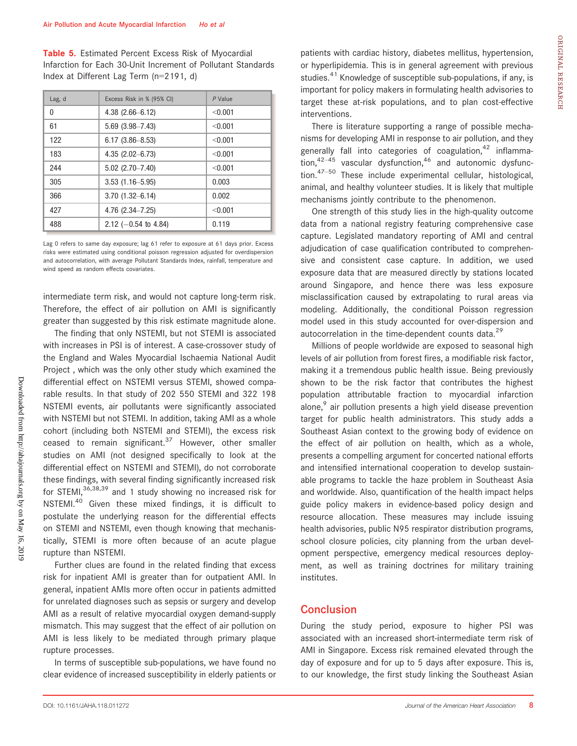**Table 5.** Estimated Percent Excess Risk of Myocardial Infarction for Each 30-Unit Increment of Pollutant Standards Index at Different Lag Term (n=2191, d)

| Lag, d | Excess Risk in % (95% CI) | *P* Value |
|---|---|---|
| 0 | 4.38 (2.66–6.12) | <0.001 |
| 61 | 5.69 (3.98–7.43) | <0.001 |
| 122 | 6.17 (3.86–8.53) | <0.001 |
| 183 | 4.35 (2.02–6.73) | <0.001 |
| 244 | 5.02 (2.70–7.40) | <0.001 |
| 305 | 3.53 (1.16–5.95) | 0.003 |
| 366 | 3.70 (1.32–6.14) | 0.002 |
| 427 | 4.76 (2.34–7.25) | <0.001 |
| 488 | 2.12 (−0.54 to 4.84) | 0.119 |

Lag 0 refers to same day exposure; lag 61 refer to exposure at 61 days prior. Excess risks were estimated using conditional poisson regression adjusted for overdispersion and autocorrelation, with average Pollutant Standards Index, rainfall, temperature and wind speed as random effects covariates.

intermediate term risk, and would not capture long-term risk. Therefore, the effect of air pollution on AMI is significantly greater than suggested by this risk estimate magnitude alone.

The finding that only NSTEMI, but not STEMI is associated with increases in PSI is of interest. A case-crossover study of the England and Wales Myocardial Ischaemia National Audit Project , which was the only other study which examined the differential effect on NSTEMI versus STEMI, showed comparable results. In that study of 202 550 STEMI and 322 198 NSTEMI events, air pollutants were significantly associated with NSTEMI but not STEMI. In addition, taking AMI as a whole cohort (including both NSTEMI and STEMI), the excess risk ceased to remain significant.[37] However, other smaller studies on AMI (not designed specifically to look at the differential effect on NSTEMI and STEMI), do not corroborate these findings, with several finding significantly increased risk for STEMI,[36,38,39] and 1 study showing no increased risk for NSTEMI.[40] Given these mixed findings, it is difficult to postulate the underlying reason for the differential effects on STEMI and NSTEMI, even though knowing that mechanistically, STEMI is more often because of an acute plague rupture than NSTEMI.

Further clues are found in the related finding that excess risk for inpatient AMI is greater than for outpatient AMI. In general, inpatient AMIs more often occur in patients admitted for unrelated diagnoses such as sepsis or surgery and develop AMI as a result of relative myocardial oxygen demand-supply mismatch. This may suggest that the effect of air pollution on AMI is less likely to be mediated through primary plaque rupture processes.

In terms of susceptible sub-populations, we have found no clear evidence of increased susceptibility in elderly patients or patients with cardiac history, diabetes mellitus, hypertension, or hyperlipidemia. This is in general agreement with previous studies.[41] Knowledge of susceptible sub-populations, if any, is important for policy makers in formulating health advisories to target these at-risk populations, and to plan cost-effective interventions.

There is literature supporting a range of possible mechanisms for developing AMI in response to air pollution, and they generally fall into categories of coagulation,[42] inflammation,[42–45] vascular dysfunction,[46] and autonomic dysfunction.[47–50] These include experimental cellular, histological, animal, and healthy volunteer studies. It is likely that multiple mechanisms jointly contribute to the phenomenon.

One strength of this study lies in the high-quality outcome data from a national registry featuring comprehensive case capture. Legislated mandatory reporting of AMI and central adjudication of case qualification contributed to comprehensive and consistent case capture. In addition, we used exposure data that are measured directly by stations located around Singapore, and hence there was less exposure misclassification caused by extrapolating to rural areas via modeling. Additionally, the conditional Poisson regression model used in this study accounted for over-dispersion and autocorrelation in the time-dependent counts data.[29]

Millions of people worldwide are exposed to seasonal high levels of air pollution from forest fires, a modifiable risk factor, making it a tremendous public health issue. Being previously shown to be the risk factor that contributes the highest population attributable fraction to myocardial infarction alone,[9] air pollution presents a high yield disease prevention target for public health administrators. This study adds a Southeast Asian context to the growing body of evidence on the effect of air pollution on health, which as a whole, presents a compelling argument for concerted national efforts and intensified international cooperation to develop sustainable programs to tackle the haze problem in Southeast Asia and worldwide. Also, quantification of the health impact helps guide policy makers in evidence-based policy design and resource allocation. These measures may include issuing health advisories, public N95 respirator distribution programs, school closure policies, city planning from the urban development perspective, emergency medical resources deployment, as well as training doctrines for military training institutes.

## Conclusion

During the study period, exposure to higher PSI was associated with an increased short-intermediate term risk of AMI in Singapore. Excess risk remained elevated through the day of exposure and for up to 5 days after exposure. This is, to our knowledge, the first study linking the Southeast Asian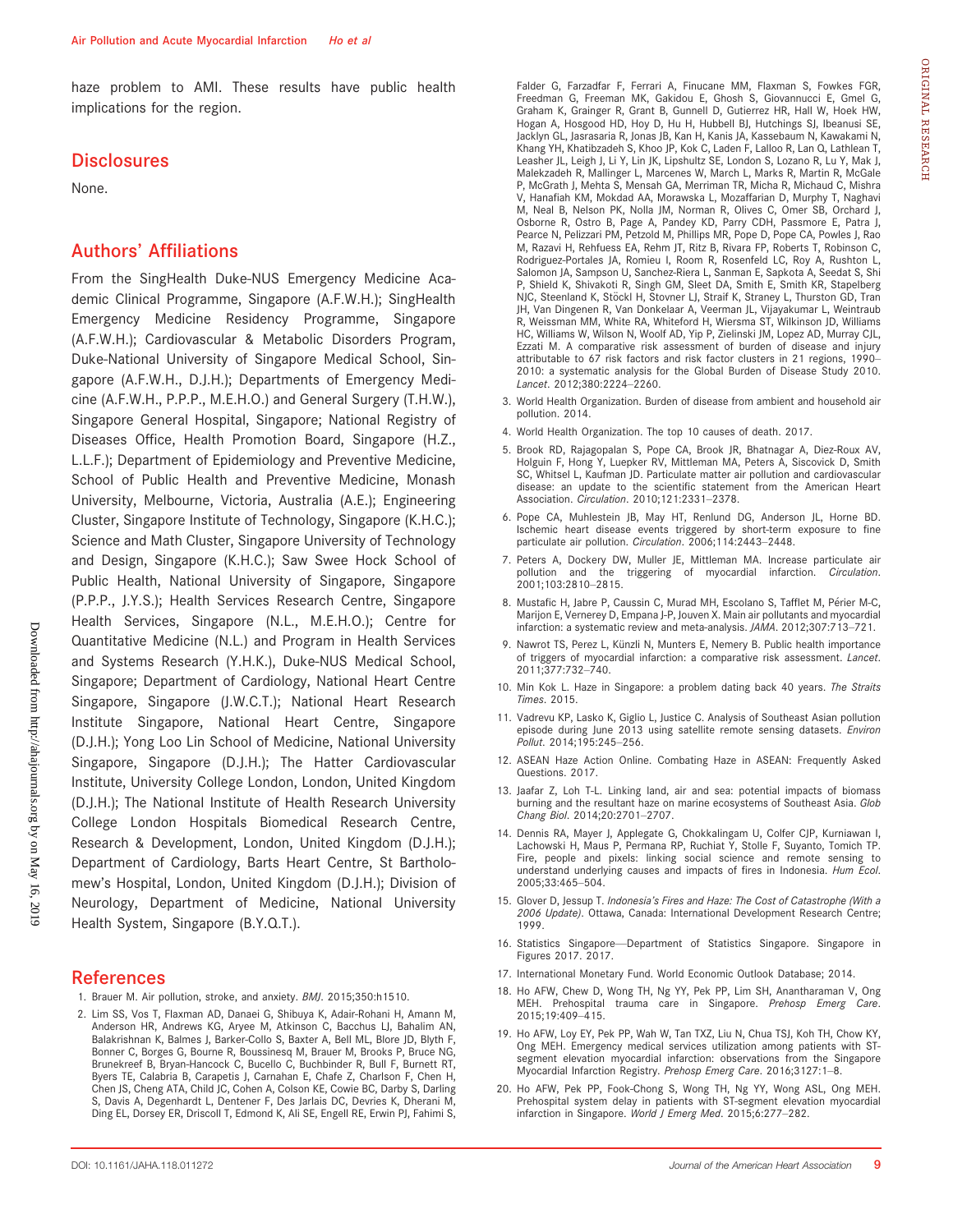haze problem to AMI. These results have public health implications for the region.

## Disclosures

None.

## Authors' Affiliations

From the SingHealth Duke-NUS Emergency Medicine Academic Clinical Programme, Singapore (A.F.W.H.); SingHealth Emergency Medicine Residency Programme, Singapore (A.F.W.H.); Cardiovascular & Metabolic Disorders Program, Duke-National University of Singapore Medical School, Singapore (A.F.W.H., D.J.H.); Departments of Emergency Medicine (A.F.W.H., P.P.P., M.E.H.O.) and General Surgery (T.H.W.), Singapore General Hospital, Singapore; National Registry of Diseases Office, Health Promotion Board, Singapore (H.Z., L.L.F.); Department of Epidemiology and Preventive Medicine, School of Public Health and Preventive Medicine, Monash University, Melbourne, Victoria, Australia (A.E.); Engineering Cluster, Singapore Institute of Technology, Singapore (K.H.C.); Science and Math Cluster, Singapore University of Technology and Design, Singapore (K.H.C.); Saw Swee Hock School of Public Health, National University of Singapore, Singapore (P.P.P., J.Y.S.); Health Services Research Centre, Singapore Health Services, Singapore (N.L., M.E.H.O.); Centre for Quantitative Medicine (N.L.) and Program in Health Services and Systems Research (Y.H.K.), Duke-NUS Medical School, Singapore; Department of Cardiology, National Heart Centre Singapore, Singapore (J.W.C.T.); National Heart Research Institute Singapore, National Heart Centre, Singapore (D.J.H.); Yong Loo Lin School of Medicine, National University Singapore, Singapore (D.J.H.); The Hatter Cardiovascular Institute, University College London, London, United Kingdom (D.J.H.); The National Institute of Health Research University College London Hospitals Biomedical Research Centre, Research & Development, London, United Kingdom (D.J.H.); Department of Cardiology, Barts Heart Centre, St Bartholomew's Hospital, London, United Kingdom (D.J.H.); Division of Neurology, Department of Medicine, National University Health System, Singapore (B.Y.Q.T.).

## References

1. Brauer M. Air pollution, stroke, and anxiety. *BMJ*. 2015;350:h1510.
2. Lim SS, Vos T, Flaxman AD, Danaei G, Shibuya K, Adair-Rohani H, Amann M, Anderson HR, Andrews KG, Aryee M, Atkinson C, Bacchus LJ, Bahalim AN, Balakrishnan K, Balmes J, Barker-Collo S, Baxter A, Bell ML, Blore JD, Blyth F, Bonner C, Borges G, Bourne R, Boussinesq M, Brauer M, Brooks P, Bruce NG, Brunekreef B, Bryan-Hancock C, Bucello C, Buchbinder R, Bull F, Burnett RT, Byers TE, Calabria B, Carapetis J, Carnahan E, Chafe Z, Charlson F, Chen H, Chen JS, Cheng ATA, Child JC, Cohen A, Colson KE, Cowie BC, Darby S, Darling S, Davis A, Degenhardt L, Dentener F, Des Jarlais DC, Devries K, Dherani M, Ding EL, Dorsey ER, Driscoll T, Edmond K, Ali SE, Engell RE, Erwin PJ, Fahimi S, Falder G, Farzadfar F, Ferrari A, Finucane MM, Flaxman S, Fowkes FGR, Freedman G, Freeman MK, Gakidou E, Ghosh S, Giovannucci E, Gmel G, Graham K, Grainger R, Grant B, Gunnell D, Gutierrez HR, Hall W, Hoek HW, Hogan A, Hosgood HD, Hoy D, Hu H, Hubbell BJ, Hutchings SJ, Ibeanusi SE, Jacklyn GL, Jasrasaria R, Jonas JB, Kan H, Kanis JA, Kassebaum N, Kawakami N, Khang YH, Khatibzadeh S, Khoo JP, Kok C, Laden F, Lalloo R, Lan Q, Lathlean T, Leasher JL, Leigh J, Li Y, Lin JK, Lipshultz SE, London S, Lozano R, Lu Y, Mak J, Malekzadeh R, Mallinger L, Marcenes W, March L, Marks R, Martin R, McGale P, McGrath J, Mehta S, Mensah GA, Merriman TR, Micha R, Michaud C, Mishra V, Hanafiah KM, Mokdad AA, Morawska L, Mozaffarian D, Murphy T, Naghavi M, Neal B, Nelson PK, Nolla JM, Norman R, Olives C, Omer SB, Orchard J, Osborne R, Ostro B, Page A, Pandey KD, Parry CDH, Passmore E, Patra J, Pearce N, Pelizzari PM, Petzold M, Phillips MR, Pope D, Pope CA, Powles J, Rao M, Razavi H, Rehfuess EA, Rehm JT, Ritz B, Rivara FP, Roberts T, Robinson C, Rodriguez-Portales JA, Romieu I, Room R, Rosenfeld LC, Roy A, Rushton L, Salomon JA, Sampson U, Sanchez-Riera L, Sanman E, Sapkota A, Seedat S, Shi P, Shield K, Shivakoti R, Singh GM, Sleet DA, Smith E, Smith KR, Stapelberg NJC, Steenland K, Stöckl H, Stovner LJ, Straif K, Straney L, Thurston GD, Tran JH, Van Dingenen R, Van Donkelaar A, Veerman JL, Vijayakumar L, Weintraub R, Weissman MM, White RA, Whiteford H, Wiersma ST, Wilkinson JD, Williams HC, Williams W, Wilson N, Woolf AD, Yip P, Zielinski JM, Lopez AD, Murray CJL, Ezzati M. A comparative risk assessment of burden of disease and injury attributable to 67 risk factors and risk factor clusters in 21 regions, 1990–2010: a systematic analysis for the Global Burden of Disease Study 2010. *Lancet*. 2012;380:2224–2260.
3. World Health Organization. Burden of disease from ambient and household air pollution. 2014.
4. World Health Organization. The top 10 causes of death. 2017.
5. Brook RD, Rajagopalan S, Pope CA, Brook JR, Bhatnagar A, Diez-Roux AV, Holguin F, Hong Y, Luepker RV, Mittleman MA, Peters A, Siscovick D, Smith SC, Whitsel L, Kaufman JD. Particulate matter air pollution and cardiovascular disease: an update to the scientific statement from the American Heart Association. *Circulation*. 2010;121:2331–2378.
6. Pope CA, Muhlestein JB, May HT, Renlund DG, Anderson JL, Horne BD. Ischemic heart disease events triggered by short-term exposure to fine particulate air pollution. *Circulation*. 2006;114:2443–2448.
7. Peters A, Dockery DW, Muller JE, Mittleman MA. Increase particulate air pollution and the triggering of myocardial infarction. *Circulation*. 2001;103:2810–2815.
8. Mustafic H, Jabre P, Caussin C, Murad MH, Escolano S, Tafflet M, Périer M-C, Marijon E, Vernerey D, Empana J-P, Jouven X. Main air pollutants and myocardial infarction: a systematic review and meta-analysis. *JAMA*. 2012;307:713–721.
9. Nawrot TS, Perez L, Künzli N, Munters E, Nemery B. Public health importance of triggers of myocardial infarction: a comparative risk assessment. *Lancet*. 2011;377:732–740.
10. Min Kok L. Haze in Singapore: a problem dating back 40 years. *The Straits Times*. 2015.
11. Vadrevu KP, Lasko K, Giglio L, Justice C. Analysis of Southeast Asian pollution episode during June 2013 using satellite remote sensing datasets. *Environ Pollut*. 2014;195:245–256.
12. ASEAN Haze Action Online. Combating Haze in ASEAN: Frequently Asked Questions. 2017.
13. Jaafar Z, Loh T-L. Linking land, air and sea: potential impacts of biomass burning and the resultant haze on marine ecosystems of Southeast Asia. *Glob Chang Biol*. 2014;20:2701–2707.
14. Dennis RA, Mayer J, Applegate G, Chokkalingam U, Colfer CJP, Kurniawan I, Lachowski H, Maus P, Permana RP, Ruchiat Y, Stolle F, Suyanto, Tomich TP. Fire, people and pixels: linking social science and remote sensing to understand underlying causes and impacts of fires in Indonesia. *Hum Ecol*. 2005;33:465–504.
15. Glover D, Jessup T. *Indonesia's Fires and Haze: The Cost of Catastrophe (With a 2006 Update)*. Ottawa, Canada: International Development Research Centre; 1999.
16. Statistics Singapore—Department of Statistics Singapore. Singapore in Figures 2017. 2017.
17. International Monetary Fund. World Economic Outlook Database; 2014.
18. Ho AFW, Chew D, Wong TH, Ng YY, Pek PP, Lim SH, Anantharaman V, Ong MEH. Prehospital trauma care in Singapore. *Prehosp Emerg Care*. 2015;19:409–415.
19. Ho AFW, Loy EY, Pek PP, Wah W, Tan TXZ, Liu N, Chua TSJ, Koh TH, Chow KY, Ong MEH. Emergency medical services utilization among patients with ST-segment elevation myocardial infarction: observations from the Singapore Myocardial Infarction Registry. *Prehosp Emerg Care*. 2016;3127:1–8.
20. Ho AFW, Pek PP, Fook-Chong S, Wong TH, Ng YY, Wong ASL, Ong MEH. Prehospital system delay in patients with ST-segment elevation myocardial infarction in Singapore. *World J Emerg Med*. 2015;6:277–282.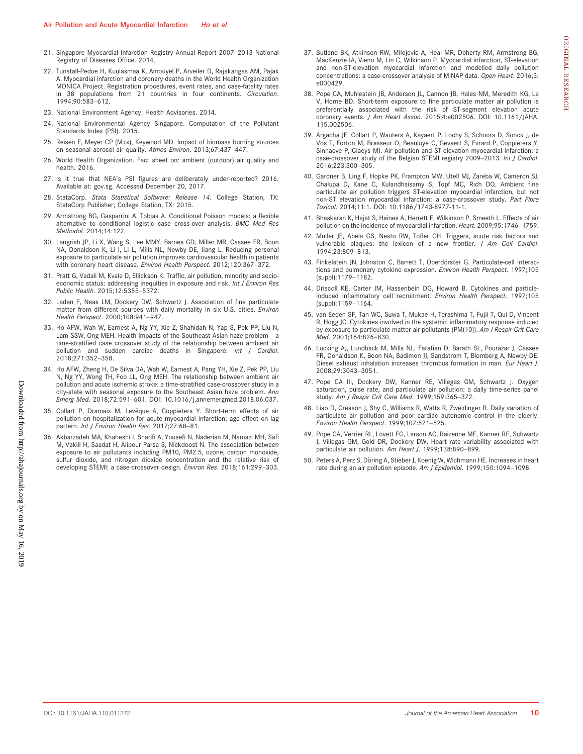21. Singapore Myocardial Infarction Registry Annual Report 2007–2013 National Registry of Diseases Office. 2014.

22. Tunstall-Pedoe H, Kuulasmaa K, Amouyel P, Arveiler D, Rajakangas AM, Pajak A. Myocardial infarction and coronary deaths in the World Health Organization MONICA Project. Registration procedures, event rates, and case-fatality rates in 38 populations from 21 countries in four continents. *Circulation*. 1994;90:583–612.

23. National Environment Agency. Health Advisories. 2014.

24. National Environmental Agency Singapore. Computation of the Pollutant Standards Index (PSI). 2015.

25. Reisen F, Meyer CP (Mick), Keywood MD. Impact of biomass burning sources on seasonal aerosol air quality. *Atmos Environ*. 2013;67:437–447.

26. World Health Organization. Fact sheet on: ambient (outdoor) air quality and health. 2016.

27. Is it true that NEA's PSI figures are deliberately under-reported? 2016. Available at: gov.sg. Accessed December 20, 2017.

28. StataCorp. *Stata Statistical Software: Release 14*. College Station, TX: StataCorp Publisher; College Station, TX: 2015.

29. Armstrong BG, Gasparrini A, Tobias A. Conditional Poisson models: a flexible alternative to conditional logistic case cross-over analysis. *BMC Med Res Methodol*. 2014;14:122.

30. Langrish JP, Li X, Wang S, Lee MMY, Barnes GD, Miller MR, Cassee FR, Boon NA, Donaldson K, Li J, Li L, Mills NL, Newby DE, Jiang L. Reducing personal exposure to particulate air pollution improves cardiovascular health in patients with coronary heart disease. *Environ Health Perspect*. 2012;120:367–372.

31. Pratt G, Vadali M, Kvale D, Ellickson K. Traffic, air pollution, minority and socio-economic status: addressing inequities in exposure and risk. *Int J Environ Res Public Health*. 2015;12:5355–5372.

32. Laden F, Neas LM, Dockery DW, Schwartz J. Association of fine particulate matter from different sources with daily mortality in six U.S. cities. *Environ Health Perspect*. 2000;108:941–947.

33. Ho AFW, Wah W, Earnest A, Ng YY, Xie Z, Shahidah N, Yap S, Pek PP, Liu N, Lam SSW, Ong MEH. Health impacts of the Southeast Asian haze problem—a time-stratified case crossover study of the relationship between ambient air pollution and sudden cardiac deaths in Singapore. *Int J Cardiol*. 2018;271:352–358.

34. Ho AFW, Zheng H, De Silva DA, Wah W, Earnest A, Pang YH, Xie Z, Pek PP, Liu N, Ng YY, Wong TH, Foo LL, Ong MEH. The relationship between ambient air pollution and acute ischemic stroke: a time-stratified case-crossover study in a city-state with seasonal exposure to the Southeast Asian haze problem. *Ann Emerg Med*. 2018;72:591–601. DOI: 10.1016/j.annemergmed.2018.06.037.

35. Collart P, Dramaix M, Levêque A, Coppieters Y. Short-term effects of air pollution on hospitalization for acute myocardial infarction: age effect on lag pattern. *Int J Environ Health Res*. 2017;27:68–81.

36. Akbarzadeh MA, Khaheshi I, Sharifi A, Yousefi N, Naderian M, Namazi MH, Safi M, Vakili H, Saadat H, Alipour Parsa S, Nickdoost N. The association between exposure to air pollutants including PM10, PM2.5, ozone, carbon monoxide, sulfur dioxide, and nitrogen dioxide concentration and the relative risk of developing STEMI: a case-crossover design. *Environ Res*. 2018;161:299–303.

37. Butland BK, Atkinson RW, Milojevic A, Heal MR, Doherty RM, Armstrong BG, MacKenzie IA, Vieno M, Lin C, Wilkinson P. Myocardial infarction, ST-elevation and non-ST-elevation myocardial infarction and modelled daily pollution concentrations: a case-crossover analysis of MINAP data. *Open Heart*. 2016;3:e000429.

38. Pope CA, Muhlestein JB, Anderson JL, Cannon JB, Hales NM, Meredith KG, Le V, Horne BD. Short-term exposure to fine particulate matter air pollution is preferentially associated with the risk of ST-segment elevation acute coronary events. *J Am Heart Assoc*. 2015;4:e002506. DOI: 10.1161/JAHA.115.002506.

39. Argacha JF, Collart P, Wauters A, Kayaert P, Lochy S, Schoors D, Sonck J, de Vos T, Forton M, Brasseur O, Beauloye C, Gevaert S, Evrard P, Coppieters Y, Sinnaeve P, Claeys MJ. Air pollution and ST-elevation myocardial infarction: a case-crossover study of the Belgian STEMI registry 2009–2013. *Int J Cardiol*. 2016;223:300–305.

40. Gardner B, Ling F, Hopke PK, Frampton MW, Utell MJ, Zareba W, Cameron SJ, Chalupa D, Kane C, Kulandhaisamy S, Topf MC, Rich DQ. Ambient fine particulate air pollution triggers ST-elevation myocardial infarction, but not non-ST elevation myocardial infarction: a case-crossover study. *Part Fibre Toxicol*. 2014;11:1. DOI: 10.1186/1743-8977-11-1.

41. Bhaskaran K, Hajat S, Haines A, Herrett E, Wilkinson P, Smeeth L. Effects of air pollution on the incidence of myocardial infarction. *Heart*. 2009;95:1746–1759.

42. Muller JE, Abela GS, Nesto RW, Tofler GH. Triggers, acute risk factors and vulnerable plaques: the lexicon of a new frontier. *J Am Coll Cardiol*. 1994;23:809–813.

43. Finkelstein JN, Johnston C, Barrett T, Oberdörster G. Particulate-cell interactions and pulmonary cytokine expression. *Environ Health Perspect*. 1997;105 (suppl):1179–1182.

44. Driscoll KE, Carter JM, Hassenbein DG, Howard B. Cytokines and particle-induced inflammatory cell recruitment. *Environ Health Perspect*. 1997;105 (suppl):1159–1164.

45. van Eeden SF, Tan WC, Suwa T, Mukae H, Terashima T, Fujii T, Qui D, Vincent R, Hogg JC. Cytokines involved in the systemic inflammatory response induced by exposure to particulate matter air pollutants (PM(10)). *Am J Respir Crit Care Med*. 2001;164:826–830.

46. Lucking AJ, Lundback M, Mills NL, Faratian D, Barath SL, Pourazar J, Cassee FR, Donaldson K, Boon NA, Badimon JJ, Sandstrom T, Blomberg A, Newby DE. Diesel exhaust inhalation increases thrombus formation in man. *Eur Heart J*. 2008;29:3043–3051.

47. Pope CA III, Dockery DW, Kanner RE, Villegas GM, Schwartz J. Oxygen saturation, pulse rate, and particulate air pollution: a daily time-series panel study. *Am J Respir Crit Care Med*. 1999;159:365–372.

48. Liao D, Creason J, Shy C, Williams R, Watts R, Zweidinger R. Daily variation of particulate air pollution and poor cardiac autonomic control in the elderly. *Environ Health Perspect*. 1999;107:521–525.

49. Pope CA, Verrier RL, Lovett EG, Larson AC, Raizenne ME, Kanner RE, Schwartz J, Villegas GM, Gold DR, Dockery DW. Heart rate variability associated with particulate air pollution. *Am Heart J*. 1999;138:890–899.

50. Peters A, Perz S, Döring A, Stieber J, Koenig W, Wichmann HE. Increases in heart rate during an air pollution episode. *Am J Epidemiol*. 1999;150:1094–1098.